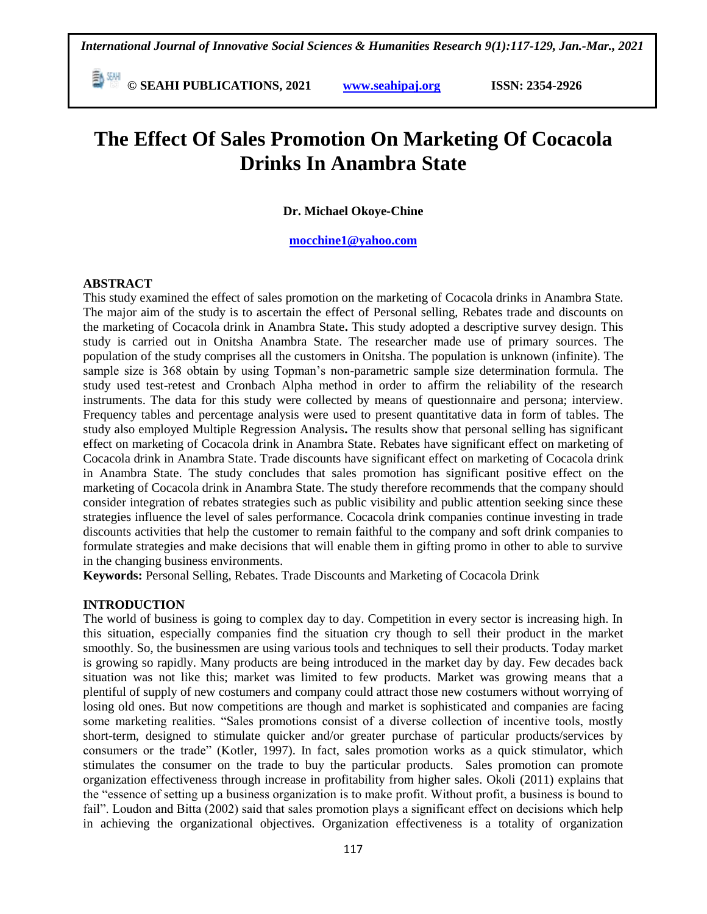# The Effect Of Sales Promotion On Marketing Of Cocacola Drinks In Anambra State

**Dr. Michael Okoye-Chine**

**mocchine1@yahoo.com**

## ABSTRACT

This study examined the effect of sales promotion on the marketing of Cocacola drinks in Anambra State. The major aim of the study is to ascertain the effect of Personal selling, Rebates trade and discounts on the marketing of Cocacola drink in Anambra State**.** This study adopted a descriptive survey design. This study is carried out in Onitsha Anambra State. The researcher made use of primary sources. The population of the study comprises all the customers in Onitsha. The population is unknown (infinite). The sample size is 368 obtain by using Topman's non-parametric sample size determination formula. The study used test-retest and Cronbach Alpha method in order to affirm the reliability of the research instruments. The data for this study were collected by means of questionnaire and persona; interview. Frequency tables and percentage analysis were used to present quantitative data in form of tables. The study also employed Multiple Regression Analysis**.** The results show that personal selling has significant effect on marketing of Cocacola drink in Anambra State. Rebates have significant effect on marketing of Cocacola drink in Anambra State. Trade discounts have significant effect on marketing of Cocacola drink in Anambra State. The study concludes that sales promotion has significant positive effect on the marketing of Cocacola drink in Anambra State. The study therefore recommends that the company should consider integration of rebates strategies such as public visibility and public attention seeking since these strategies influence the level of sales performance. Cocacola drink companies continue investing in trade discounts activities that help the customer to remain faithful to the company and soft drink companies to formulate strategies and make decisions that will enable them in gifting promo in other to able to survive in the changing business environments.

**Keywords:** Personal Selling, Rebates. Trade Discounts and Marketing of Cocacola Drink

## INTRODUCTION

The world of business is going to complex day to day. Competition in every sector is increasing high. In this situation, especially companies find the situation cry though to sell their product in the market smoothly. So, the businessmen are using various tools and techniques to sell their products. Today market is growing so rapidly. Many products are being introduced in the market day by day. Few decades back situation was not like this; market was limited to few products. Market was growing means that a plentiful of supply of new costumers and company could attract those new costumers without worrying of losing old ones. But now competitions are though and market is sophisticated and companies are facing some marketing realities. "Sales promotions consist of a diverse collection of incentive tools, mostly short-term, designed to stimulate quicker and/or greater purchase of particular products/services by consumers or the trade" (Kotler, 1997). In fact, sales promotion works as a quick stimulator, which stimulates the consumer on the trade to buy the particular products. Sales promotion can promote organization effectiveness through increase in profitability from higher sales. Okoli (2011) explains that the "essence of setting up a business organization is to make profit. Without profit, a business is bound to fail". Loudon and Bitta (2002) said that sales promotion plays a significant effect on decisions which help in achieving the organizational objectives. Organization effectiveness is a totality of organization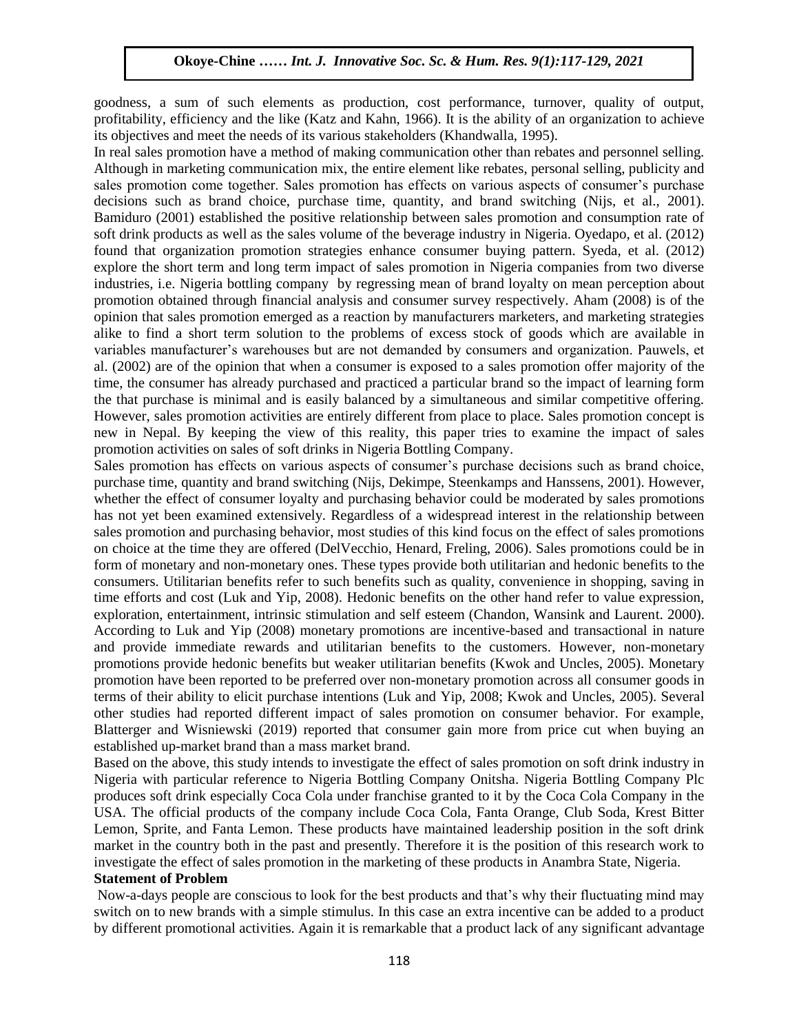goodness, a sum of such elements as production, cost performance, turnover, quality of output, profitability, efficiency and the like (Katz and Kahn, 1966). It is the ability of an organization to achieve its objectives and meet the needs of its various stakeholders (Khandwalla, 1995).

In real sales promotion have a method of making communication other than rebates and personnel selling. Although in marketing communication mix, the entire element like rebates, personal selling, publicity and sales promotion come together. Sales promotion has effects on various aspects of consumer's purchase decisions such as brand choice, purchase time, quantity, and brand switching (Nijs, et al., 2001). Bamiduro (2001) established the positive relationship between sales promotion and consumption rate of soft drink products as well as the sales volume of the beverage industry in Nigeria. Oyedapo, et al. (2012) found that organization promotion strategies enhance consumer buying pattern. Syeda, et al. (2012) explore the short term and long term impact of sales promotion in Nigeria companies from two diverse industries, i.e. Nigeria bottling company by regressing mean of brand loyalty on mean perception about promotion obtained through financial analysis and consumer survey respectively. Aham (2008) is of the opinion that sales promotion emerged as a reaction by manufacturers marketers, and marketing strategies alike to find a short term solution to the problems of excess stock of goods which are available in variables manufacturer's warehouses but are not demanded by consumers and organization. Pauwels, et al. (2002) are of the opinion that when a consumer is exposed to a sales promotion offer majority of the time, the consumer has already purchased and practiced a particular brand so the impact of learning form the that purchase is minimal and is easily balanced by a simultaneous and similar competitive offering. However, sales promotion activities are entirely different from place to place. Sales promotion concept is new in Nepal. By keeping the view of this reality, this paper tries to examine the impact of sales promotion activities on sales of soft drinks in Nigeria Bottling Company.

Sales promotion has effects on various aspects of consumer's purchase decisions such as brand choice, purchase time, quantity and brand switching (Nijs, Dekimpe, Steenkamps and Hanssens, 2001). However, whether the effect of consumer loyalty and purchasing behavior could be moderated by sales promotions has not yet been examined extensively. Regardless of a widespread interest in the relationship between sales promotion and purchasing behavior, most studies of this kind focus on the effect of sales promotions on choice at the time they are offered (DelVecchio, Henard, Freling, 2006). Sales promotions could be in form of monetary and non-monetary ones. These types provide both utilitarian and hedonic benefits to the consumers. Utilitarian benefits refer to such benefits such as quality, convenience in shopping, saving in time efforts and cost (Luk and Yip, 2008). Hedonic benefits on the other hand refer to value expression, exploration, entertainment, intrinsic stimulation and self esteem (Chandon, Wansink and Laurent. 2000). According to Luk and Yip (2008) monetary promotions are incentive-based and transactional in nature and provide immediate rewards and utilitarian benefits to the customers. However, non-monetary promotions provide hedonic benefits but weaker utilitarian benefits (Kwok and Uncles, 2005). Monetary promotion have been reported to be preferred over non-monetary promotion across all consumer goods in terms of their ability to elicit purchase intentions (Luk and Yip, 2008; Kwok and Uncles, 2005). Several other studies had reported different impact of sales promotion on consumer behavior. For example, Blatterger and Wisniewski (2019) reported that consumer gain more from price cut when buying an established up-market brand than a mass market brand.

Based on the above, this study intends to investigate the effect of sales promotion on soft drink industry in Nigeria with particular reference to Nigeria Bottling Company Onitsha. Nigeria Bottling Company Plc produces soft drink especially Coca Cola under franchise granted to it by the Coca Cola Company in the USA. The official products of the company include Coca Cola, Fanta Orange, Club Soda, Krest Bitter Lemon, Sprite, and Fanta Lemon. These products have maintained leadership position in the soft drink market in the country both in the past and presently. Therefore it is the position of this research work to investigate the effect of sales promotion in the marketing of these products in Anambra State, Nigeria.

**Statement of Problem**

Now-a-days people are conscious to look for the best products and that's why their fluctuating mind may switch on to new brands with a simple stimulus. In this case an extra incentive can be added to a product by different promotional activities. Again it is remarkable that a product lack of any significant advantage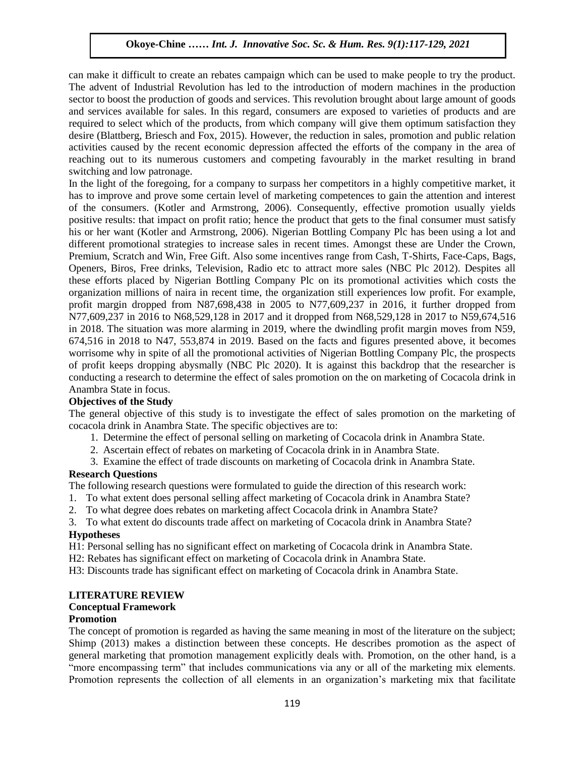can make it difficult to create an rebates campaign which can be used to make people to try the product. The advent of Industrial Revolution has led to the introduction of modern machines in the production sector to boost the production of goods and services. This revolution brought about large amount of goods and services available for sales. In this regard, consumers are exposed to varieties of products and are required to select which of the products, from which company will give them optimum satisfaction they desire (Blattberg, Briesch and Fox, 2015). However, the reduction in sales, promotion and public relation activities caused by the recent economic depression affected the efforts of the company in the area of reaching out to its numerous customers and competing favourably in the market resulting in brand switching and low patronage.

In the light of the foregoing, for a company to surpass her competitors in a highly competitive market, it has to improve and prove some certain level of marketing competences to gain the attention and interest of the consumers. (Kotler and Armstrong, 2006). Consequently, effective promotion usually yields positive results: that impact on profit ratio; hence the product that gets to the final consumer must satisfy his or her want (Kotler and Armstrong, 2006). Nigerian Bottling Company Plc has been using a lot and different promotional strategies to increase sales in recent times. Amongst these are Under the Crown, Premium, Scratch and Win, Free Gift. Also some incentives range from Cash, T-Shirts, Face-Caps, Bags, Openers, Biros, Free drinks, Television, Radio etc to attract more sales (NBC Plc 2012). Despites all these efforts placed by Nigerian Bottling Company Plc on its promotional activities which costs the organization millions of naira in recent time, the organization still experiences low profit. For example, profit margin dropped from N87,698,438 in 2005 to N77,609,237 in 2016, it further dropped from N77,609,237 in 2016 to N68,529,128 in 2017 and it dropped from N68,529,128 in 2017 to N59,674,516 in 2018. The situation was more alarming in 2019, where the dwindling profit margin moves from N59, 674,516 in 2018 to N47, 553,874 in 2019. Based on the facts and figures presented above, it becomes worrisome why in spite of all the promotional activities of Nigerian Bottling Company Plc, the prospects of profit keeps dropping abysmally (NBC Plc 2020). It is against this backdrop that the researcher is conducting a research to determine the effect of sales promotion on the on marketing of Cocacola drink in Anambra State in focus.

**Objectives of the Study**

The general objective of this study is to investigate the effect of sales promotion on the marketing of cocacola drink in Anambra State. The specific objectives are to:

1. Determine the effect of personal selling on marketing of Cocacola drink in Anambra State.
2. Ascertain effect of rebates on marketing of Cocacola drink in in Anambra State.
3. Examine the effect of trade discounts on marketing of Cocacola drink in Anambra State.

**Research Questions**

The following research questions were formulated to guide the direction of this research work:

1. To what extent does personal selling affect marketing of Cocacola drink in Anambra State?
2. To what degree does rebates on marketing affect Cocacola drink in Anambra State?
3. To what extent do discounts trade affect on marketing of Cocacola drink in Anambra State?

**Hypotheses**

H1: Personal selling has no significant effect on marketing of Cocacola drink in Anambra State.

H2: Rebates has significant effect on marketing of Cocacola drink in Anambra State.

H3: Discounts trade has significant effect on marketing of Cocacola drink in Anambra State.

## LITERATURE REVIEW

### Conceptual Framework

#### Promotion

The concept of promotion is regarded as having the same meaning in most of the literature on the subject; Shimp (2013) makes a distinction between these concepts. He describes promotion as the aspect of general marketing that promotion management explicitly deals with. Promotion, on the other hand, is a "more encompassing term" that includes communications via any or all of the marketing mix elements. Promotion represents the collection of all elements in an organization's marketing mix that facilitate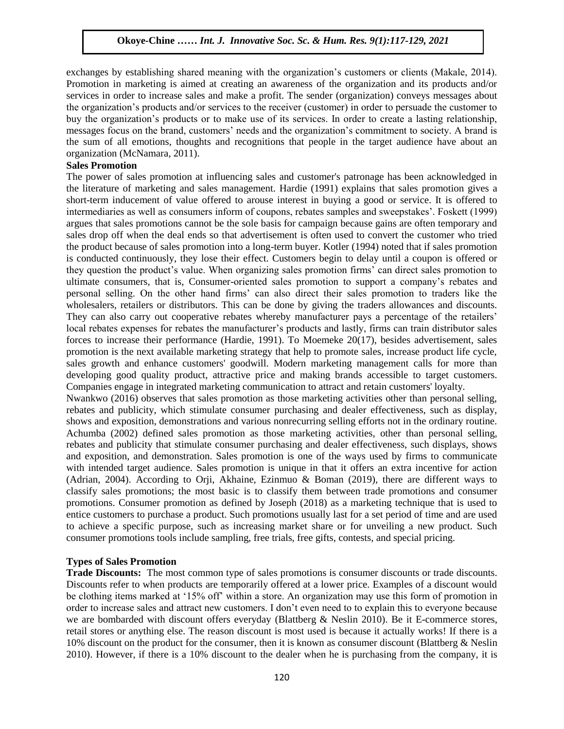exchanges by establishing shared meaning with the organization's customers or clients (Makale, 2014). Promotion in marketing is aimed at creating an awareness of the organization and its products and/or services in order to increase sales and make a profit. The sender (organization) conveys messages about the organization's products and/or services to the receiver (customer) in order to persuade the customer to buy the organization's products or to make use of its services. In order to create a lasting relationship, messages focus on the brand, customers' needs and the organization's commitment to society. A brand is the sum of all emotions, thoughts and recognitions that people in the target audience have about an organization (McNamara, 2011).

**Sales Promotion**

The power of sales promotion at influencing sales and customer's patronage has been acknowledged in the literature of marketing and sales management. Hardie (1991) explains that sales promotion gives a short-term inducement of value offered to arouse interest in buying a good or service. It is offered to intermediaries as well as consumers inform of coupons, rebates samples and sweepstakes'. Foskett (1999) argues that sales promotions cannot be the sole basis for campaign because gains are often temporary and sales drop off when the deal ends so that advertisement is often used to convert the customer who tried the product because of sales promotion into a long-term buyer. Kotler (1994) noted that if sales promotion is conducted continuously, they lose their effect. Customers begin to delay until a coupon is offered or they question the product's value. When organizing sales promotion firms' can direct sales promotion to ultimate consumers, that is, Consumer-oriented sales promotion to support a company's rebates and personal selling. On the other hand firms' can also direct their sales promotion to traders like the wholesalers, retailers or distributors. This can be done by giving the traders allowances and discounts. They can also carry out cooperative rebates whereby manufacturer pays a percentage of the retailers' local rebates expenses for rebates the manufacturer's products and lastly, firms can train distributor sales forces to increase their performance (Hardie, 1991). To Moemeke 20(17), besides advertisement, sales promotion is the next available marketing strategy that help to promote sales, increase product life cycle, sales growth and enhance customers' goodwill. Modern marketing management calls for more than developing good quality product, attractive price and making brands accessible to target customers. Companies engage in integrated marketing communication to attract and retain customers' loyalty.

Nwankwo (2016) observes that sales promotion as those marketing activities other than personal selling, rebates and publicity, which stimulate consumer purchasing and dealer effectiveness, such as display, shows and exposition, demonstrations and various nonrecurring selling efforts not in the ordinary routine. Achumba (2002) defined sales promotion as those marketing activities, other than personal selling, rebates and publicity that stimulate consumer purchasing and dealer effectiveness, such displays, shows and exposition, and demonstration. Sales promotion is one of the ways used by firms to communicate with intended target audience. Sales promotion is unique in that it offers an extra incentive for action (Adrian, 2004). According to Orji, Akhaine, Ezinmuo & Boman (2019), there are different ways to classify sales promotions; the most basic is to classify them between trade promotions and consumer promotions. Consumer promotion as defined by Joseph (2018) as a marketing technique that is used to entice customers to purchase a product. Such promotions usually last for a set period of time and are used to achieve a specific purpose, such as increasing market share or for unveiling a new product. Such consumer promotions tools include sampling, free trials, free gifts, contests, and special pricing.

**Types of Sales Promotion**

**Trade Discounts:** The most common type of sales promotions is consumer discounts or trade discounts. Discounts refer to when products are temporarily offered at a lower price. Examples of a discount would be clothing items marked at '15% off' within a store. An organization may use this form of promotion in order to increase sales and attract new customers. I don't even need to to explain this to everyone because we are bombarded with discount offers everyday (Blattberg & Neslin 2010). Be it E-commerce stores, retail stores or anything else. The reason discount is most used is because it actually works! If there is a 10% discount on the product for the consumer, then it is known as consumer discount (Blattberg & Neslin 2010). However, if there is a 10% discount to the dealer when he is purchasing from the company, it is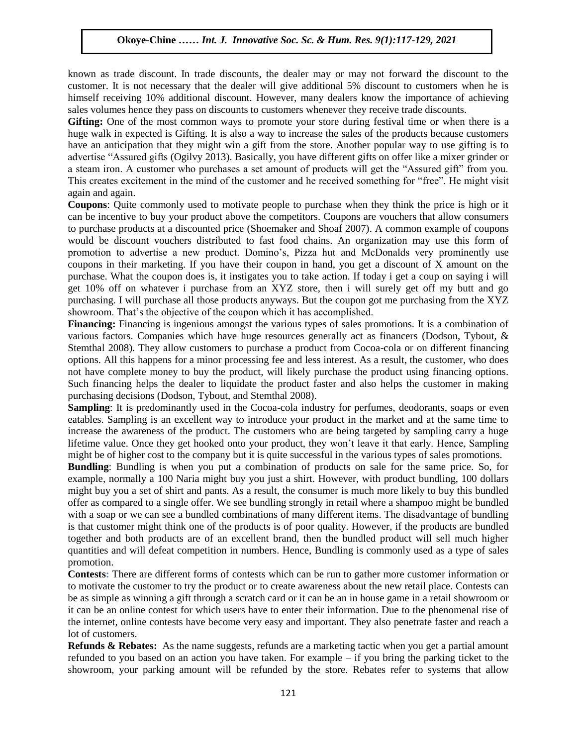known as trade discount. In trade discounts, the dealer may or may not forward the discount to the customer. It is not necessary that the dealer will give additional 5% discount to customers when he is himself receiving 10% additional discount. However, many dealers know the importance of achieving sales volumes hence they pass on discounts to customers whenever they receive trade discounts.

**Gifting:** One of the most common ways to promote your store during festival time or when there is a huge walk in expected is Gifting. It is also a way to increase the sales of the products because customers have an anticipation that they might win a gift from the store. Another popular way to use gifting is to advertise "Assured gifts (Ogilvy 2013). Basically, you have different gifts on offer like a mixer grinder or a steam iron. A customer who purchases a set amount of products will get the "Assured gift" from you. This creates excitement in the mind of the customer and he received something for "free". He might visit again and again.

**Coupons**: Quite commonly used to motivate people to purchase when they think the price is high or it can be incentive to buy your product above the competitors. Coupons are vouchers that allow consumers to purchase products at a discounted price (Shoemaker and Shoaf 2007). A common example of coupons would be discount vouchers distributed to fast food chains. An organization may use this form of promotion to advertise a new product. Domino's, Pizza hut and McDonalds very prominently use coupons in their marketing. If you have their coupon in hand, you get a discount of X amount on the purchase. What the coupon does is, it instigates you to take action. If today i get a coup on saying i will get 10% off on whatever i purchase from an XYZ store, then i will surely get off my butt and go purchasing. I will purchase all those products anyways. But the coupon got me purchasing from the XYZ showroom. That's the objective of the coupon which it has accomplished.

**Financing:** Financing is ingenious amongst the various types of sales promotions. It is a combination of various factors. Companies which have huge resources generally act as financers (Dodson, Tybout, & Stemthal 2008). They allow customers to purchase a product from Cocoa-cola or on different financing options. All this happens for a minor processing fee and less interest. As a result, the customer, who does not have complete money to buy the product, will likely purchase the product using financing options. Such financing helps the dealer to liquidate the product faster and also helps the customer in making purchasing decisions (Dodson, Tybout, and Stemthal 2008).

**Sampling**: It is predominantly used in the Cocoa-cola industry for perfumes, deodorants, soaps or even eatables. Sampling is an excellent way to introduce your product in the market and at the same time to increase the awareness of the product. The customers who are being targeted by sampling carry a huge lifetime value. Once they get hooked onto your product, they won't leave it that early. Hence, Sampling might be of higher cost to the company but it is quite successful in the various types of sales promotions.

**Bundling**: Bundling is when you put a combination of products on sale for the same price. So, for example, normally a 100 Naria might buy you just a shirt. However, with product bundling, 100 dollars might buy you a set of shirt and pants. As a result, the consumer is much more likely to buy this bundled offer as compared to a single offer. We see bundling strongly in retail where a shampoo might be bundled with a soap or we can see a bundled combinations of many different items. The disadvantage of bundling is that customer might think one of the products is of poor quality. However, if the products are bundled together and both products are of an excellent brand, then the bundled product will sell much higher quantities and will defeat competition in numbers. Hence, Bundling is commonly used as a type of sales promotion.

**Contests:** There are different forms of contests which can be run to gather more customer information or to motivate the customer to try the product or to create awareness about the new retail place. Contests can be as simple as winning a gift through a scratch card or it can be an in house game in a retail showroom or it can be an online contest for which users have to enter their information. Due to the phenomenal rise of the internet, online contests have become very easy and important. They also penetrate faster and reach a lot of customers.

**Refunds & Rebates:** As the name suggests, refunds are a marketing tactic when you get a partial amount refunded to you based on an action you have taken. For example – if you bring the parking ticket to the showroom, your parking amount will be refunded by the store. Rebates refer to systems that allow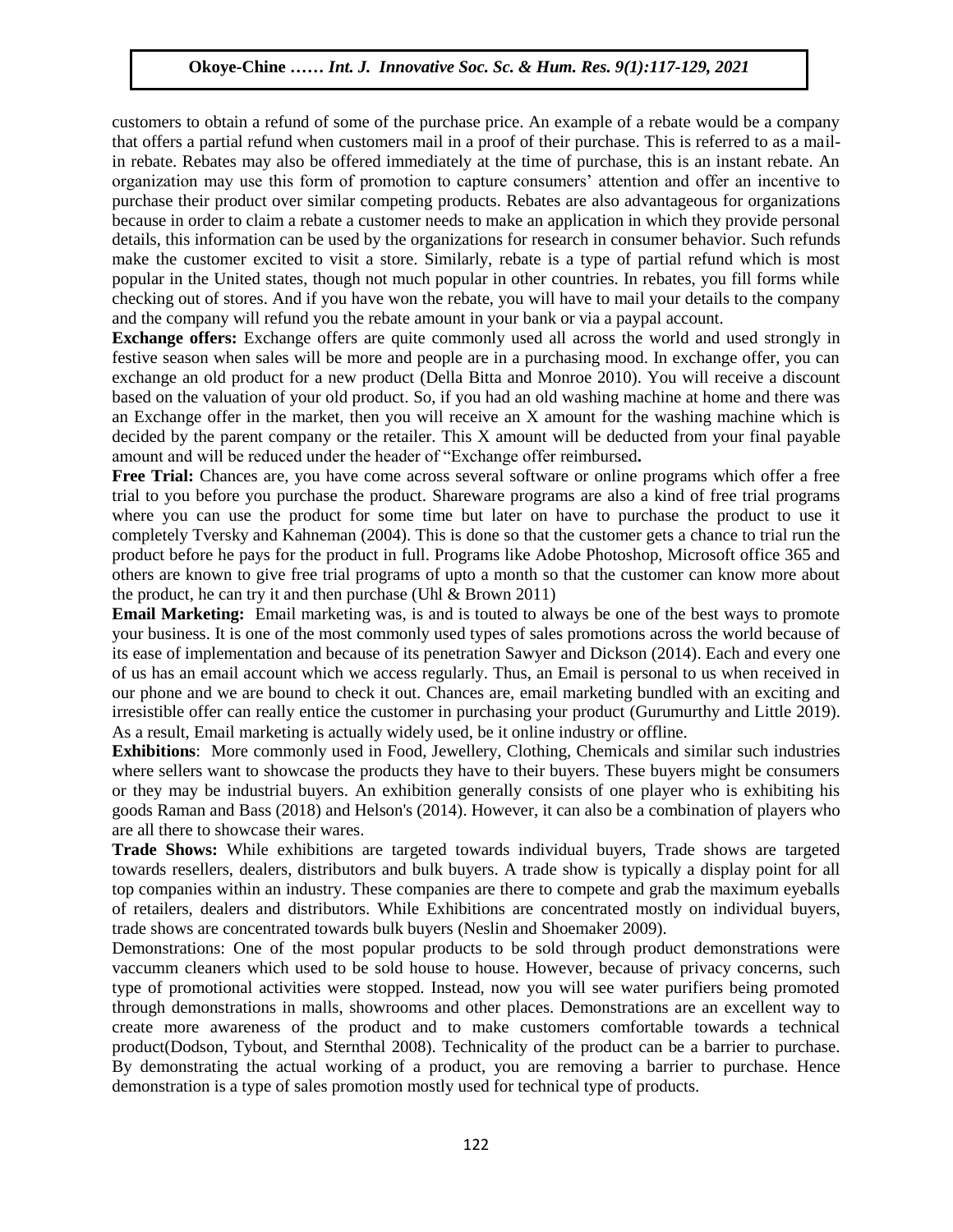customers to obtain a refund of some of the purchase price. An example of a rebate would be a company that offers a partial refund when customers mail in a proof of their purchase. This is referred to as a mail-in rebate. Rebates may also be offered immediately at the time of purchase, this is an instant rebate. An organization may use this form of promotion to capture consumers' attention and offer an incentive to purchase their product over similar competing products. Rebates are also advantageous for organizations because in order to claim a rebate a customer needs to make an application in which they provide personal details, this information can be used by the organizations for research in consumer behavior. Such refunds make the customer excited to visit a store. Similarly, rebate is a type of partial refund which is most popular in the United states, though not much popular in other countries. In rebates, you fill forms while checking out of stores. And if you have won the rebate, you will have to mail your details to the company and the company will refund you the rebate amount in your bank or via a paypal account.

**Exchange offers:** Exchange offers are quite commonly used all across the world and used strongly in festive season when sales will be more and people are in a purchasing mood. In exchange offer, you can exchange an old product for a new product (Della Bitta and Monroe 2010). You will receive a discount based on the valuation of your old product. So, if you had an old washing machine at home and there was an Exchange offer in the market, then you will receive an X amount for the washing machine which is decided by the parent company or the retailer. This X amount will be deducted from your final payable amount and will be reduced under the header of "Exchange offer reimbursed**.**

**Free Trial:** Chances are, you have come across several software or online programs which offer a free trial to you before you purchase the product. Shareware programs are also a kind of free trial programs where you can use the product for some time but later on have to purchase the product to use it completely Tversky and Kahneman (2004). This is done so that the customer gets a chance to trial run the product before he pays for the product in full. Programs like Adobe Photoshop, Microsoft office 365 and others are known to give free trial programs of upto a month so that the customer can know more about the product, he can try it and then purchase (Uhl & Brown 2011)

**Email Marketing:** Email marketing was, is and is touted to always be one of the best ways to promote your business. It is one of the most commonly used types of sales promotions across the world because of its ease of implementation and because of its penetration Sawyer and Dickson (2014). Each and every one of us has an email account which we access regularly. Thus, an Email is personal to us when received in our phone and we are bound to check it out. Chances are, email marketing bundled with an exciting and irresistible offer can really entice the customer in purchasing your product (Gurumurthy and Little 2019). As a result, Email marketing is actually widely used, be it online industry or offline.

**Exhibitions**: More commonly used in Food, Jewellery, Clothing, Chemicals and similar such industries where sellers want to showcase the products they have to their buyers. These buyers might be consumers or they may be industrial buyers. An exhibition generally consists of one player who is exhibiting his goods Raman and Bass (2018) and Helson's (2014). However, it can also be a combination of players who are all there to showcase their wares.

**Trade Shows:** While exhibitions are targeted towards individual buyers, Trade shows are targeted towards resellers, dealers, distributors and bulk buyers. A trade show is typically a display point for all top companies within an industry. These companies are there to compete and grab the maximum eyeballs of retailers, dealers and distributors. While Exhibitions are concentrated mostly on individual buyers, trade shows are concentrated towards bulk buyers (Neslin and Shoemaker 2009).

Demonstrations: One of the most popular products to be sold through product demonstrations were vaccumm cleaners which used to be sold house to house. However, because of privacy concerns, such type of promotional activities were stopped. Instead, now you will see water purifiers being promoted through demonstrations in malls, showrooms and other places. Demonstrations are an excellent way to create more awareness of the product and to make customers comfortable towards a technical product(Dodson, Tybout, and Sternthal 2008). Technicality of the product can be a barrier to purchase. By demonstrating the actual working of a product, you are removing a barrier to purchase. Hence demonstration is a type of sales promotion mostly used for technical type of products.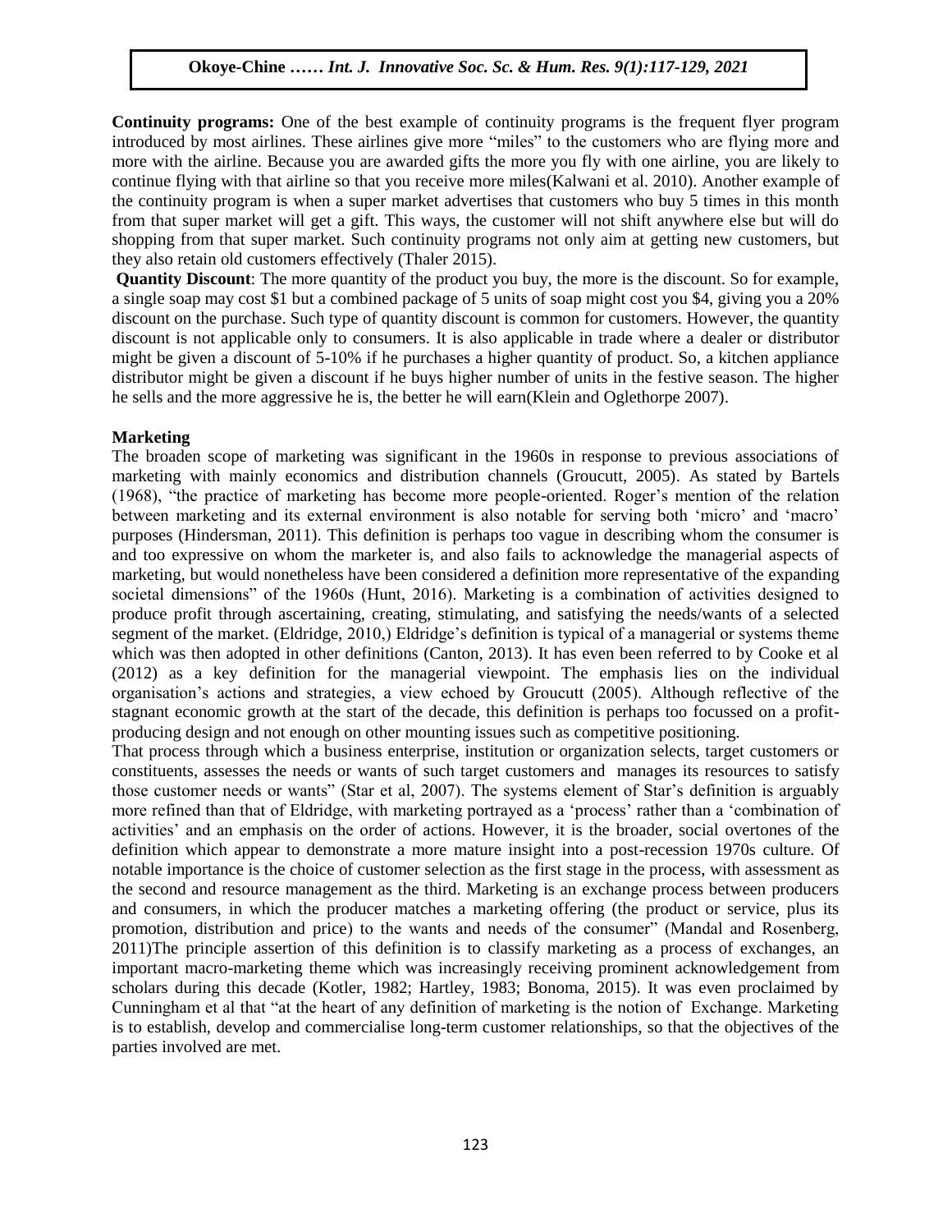**Continuity programs:** One of the best example of continuity programs is the frequent flyer program introduced by most airlines. These airlines give more "miles" to the customers who are flying more and more with the airline. Because you are awarded gifts the more you fly with one airline, you are likely to continue flying with that airline so that you receive more miles(Kalwani et al. 2010). Another example of the continuity program is when a super market advertises that customers who buy 5 times in this month from that super market will get a gift. This ways, the customer will not shift anywhere else but will do shopping from that super market. Such continuity programs not only aim at getting new customers, but they also retain old customers effectively (Thaler 2015).

**Quantity Discount**: The more quantity of the product you buy, the more is the discount. So for example, a single soap may cost $1 but a combined package of 5 units of soap might cost you $4, giving you a 20% discount on the purchase. Such type of quantity discount is common for customers. However, the quantity discount is not applicable only to consumers. It is also applicable in trade where a dealer or distributor might be given a discount of 5-10% if he purchases a higher quantity of product. So, a kitchen appliance distributor might be given a discount if he buys higher number of units in the festive season. The higher he sells and the more aggressive he is, the better he will earn(Klein and Oglethorpe 2007).

**Marketing**

The broaden scope of marketing was significant in the 1960s in response to previous associations of marketing with mainly economics and distribution channels (Groucutt, 2005). As stated by Bartels (1968), "the practice of marketing has become more people-oriented. Roger's mention of the relation between marketing and its external environment is also notable for serving both 'micro' and 'macro' purposes (Hindersman, 2011). This definition is perhaps too vague in describing whom the consumer is and too expressive on whom the marketer is, and also fails to acknowledge the managerial aspects of marketing, but would nonetheless have been considered a definition more representative of the expanding societal dimensions" of the 1960s (Hunt, 2016). Marketing is a combination of activities designed to produce profit through ascertaining, creating, stimulating, and satisfying the needs/wants of a selected segment of the market. (Eldridge, 2010,) Eldridge's definition is typical of a managerial or systems theme which was then adopted in other definitions (Canton, 2013). It has even been referred to by Cooke et al (2012) as a key definition for the managerial viewpoint. The emphasis lies on the individual organisation's actions and strategies, a view echoed by Groucutt (2005). Although reflective of the stagnant economic growth at the start of the decade, this definition is perhaps too focussed on a profit-producing design and not enough on other mounting issues such as competitive positioning.

That process through which a business enterprise, institution or organization selects, target customers or constituents, assesses the needs or wants of such target customers and manages its resources to satisfy those customer needs or wants" (Star et al, 2007). The systems element of Star's definition is arguably more refined than that of Eldridge, with marketing portrayed as a 'process' rather than a 'combination of activities' and an emphasis on the order of actions. However, it is the broader, social overtones of the definition which appear to demonstrate a more mature insight into a post-recession 1970s culture. Of notable importance is the choice of customer selection as the first stage in the process, with assessment as the second and resource management as the third. Marketing is an exchange process between producers and consumers, in which the producer matches a marketing offering (the product or service, plus its promotion, distribution and price) to the wants and needs of the consumer" (Mandal and Rosenberg, 2011)The principle assertion of this definition is to classify marketing as a process of exchanges, an important macro-marketing theme which was increasingly receiving prominent acknowledgement from scholars during this decade (Kotler, 1982; Hartley, 1983; Bonoma, 2015). It was even proclaimed by Cunningham et al that "at the heart of any definition of marketing is the notion of Exchange. Marketing is to establish, develop and commercialise long-term customer relationships, so that the objectives of the parties involved are met.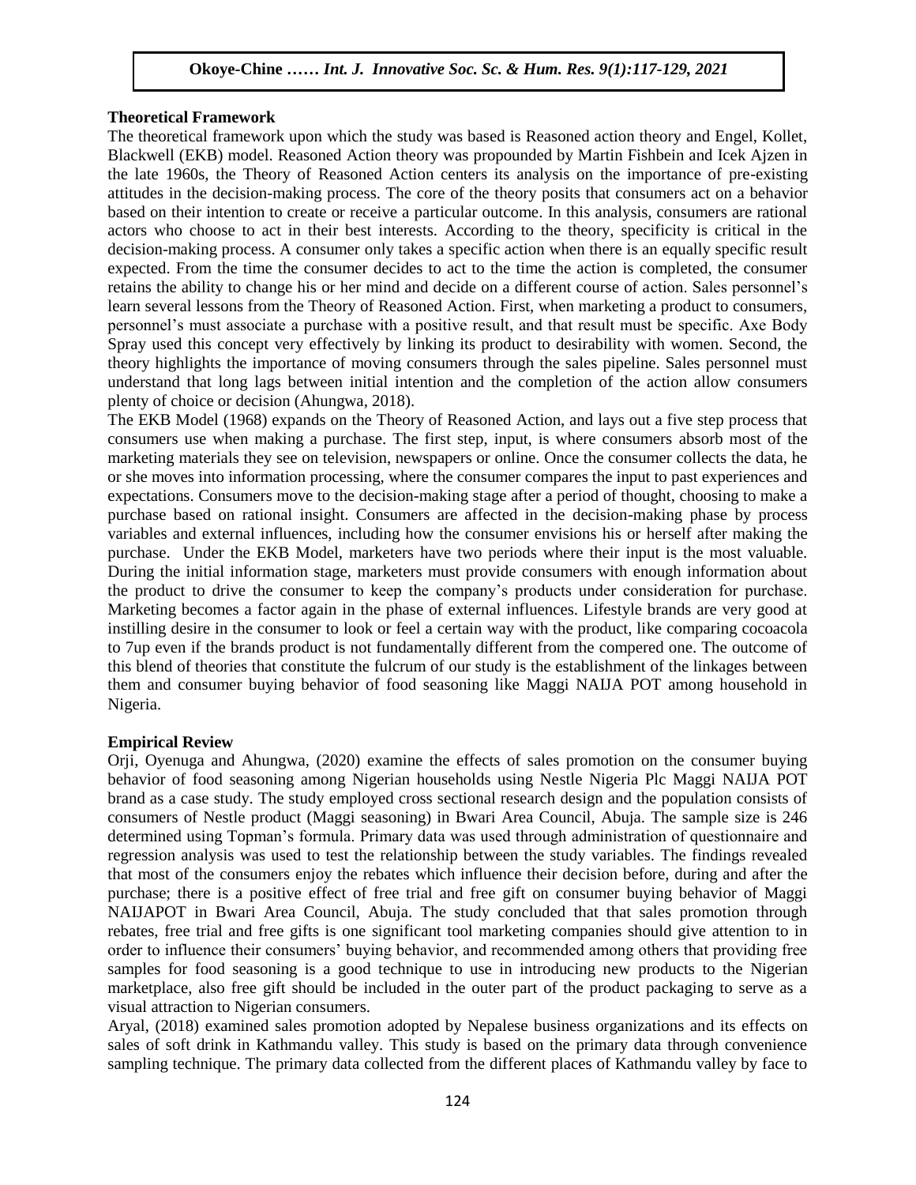**Theoretical Framework**

The theoretical framework upon which the study was based is Reasoned action theory and Engel, Kollet, Blackwell (EKB) model. Reasoned Action theory was propounded by Martin Fishbein and Icek Ajzen in the late 1960s, the Theory of Reasoned Action centers its analysis on the importance of pre-existing attitudes in the decision-making process. The core of the theory posits that consumers act on a behavior based on their intention to create or receive a particular outcome. In this analysis, consumers are rational actors who choose to act in their best interests. According to the theory, specificity is critical in the decision-making process. A consumer only takes a specific action when there is an equally specific result expected. From the time the consumer decides to act to the time the action is completed, the consumer retains the ability to change his or her mind and decide on a different course of action. Sales personnel's learn several lessons from the Theory of Reasoned Action. First, when marketing a product to consumers, personnel's must associate a purchase with a positive result, and that result must be specific. Axe Body Spray used this concept very effectively by linking its product to desirability with women. Second, the theory highlights the importance of moving consumers through the sales pipeline. Sales personnel must understand that long lags between initial intention and the completion of the action allow consumers plenty of choice or decision (Ahungwa, 2018).

The EKB Model (1968) expands on the Theory of Reasoned Action, and lays out a five step process that consumers use when making a purchase. The first step, input, is where consumers absorb most of the marketing materials they see on television, newspapers or online. Once the consumer collects the data, he or she moves into information processing, where the consumer compares the input to past experiences and expectations. Consumers move to the decision-making stage after a period of thought, choosing to make a purchase based on rational insight. Consumers are affected in the decision-making phase by process variables and external influences, including how the consumer envisions his or herself after making the purchase. Under the EKB Model, marketers have two periods where their input is the most valuable. During the initial information stage, marketers must provide consumers with enough information about the product to drive the consumer to keep the company's products under consideration for purchase. Marketing becomes a factor again in the phase of external influences. Lifestyle brands are very good at instilling desire in the consumer to look or feel a certain way with the product, like comparing cocoacola to 7up even if the brands product is not fundamentally different from the compered one. The outcome of this blend of theories that constitute the fulcrum of our study is the establishment of the linkages between them and consumer buying behavior of food seasoning like Maggi NAIJA POT among household in Nigeria.

**Empirical Review**

Orji, Oyenuga and Ahungwa, (2020) examine the effects of sales promotion on the consumer buying behavior of food seasoning among Nigerian households using Nestle Nigeria Plc Maggi NAIJA POT brand as a case study. The study employed cross sectional research design and the population consists of consumers of Nestle product (Maggi seasoning) in Bwari Area Council, Abuja. The sample size is 246 determined using Topman's formula. Primary data was used through administration of questionnaire and regression analysis was used to test the relationship between the study variables. The findings revealed that most of the consumers enjoy the rebates which influence their decision before, during and after the purchase; there is a positive effect of free trial and free gift on consumer buying behavior of Maggi NAIJAPOT in Bwari Area Council, Abuja. The study concluded that that sales promotion through rebates, free trial and free gifts is one significant tool marketing companies should give attention to in order to influence their consumers' buying behavior, and recommended among others that providing free samples for food seasoning is a good technique to use in introducing new products to the Nigerian marketplace, also free gift should be included in the outer part of the product packaging to serve as a visual attraction to Nigerian consumers.

Aryal, (2018) examined sales promotion adopted by Nepalese business organizations and its effects on sales of soft drink in Kathmandu valley. This study is based on the primary data through convenience sampling technique. The primary data collected from the different places of Kathmandu valley by face to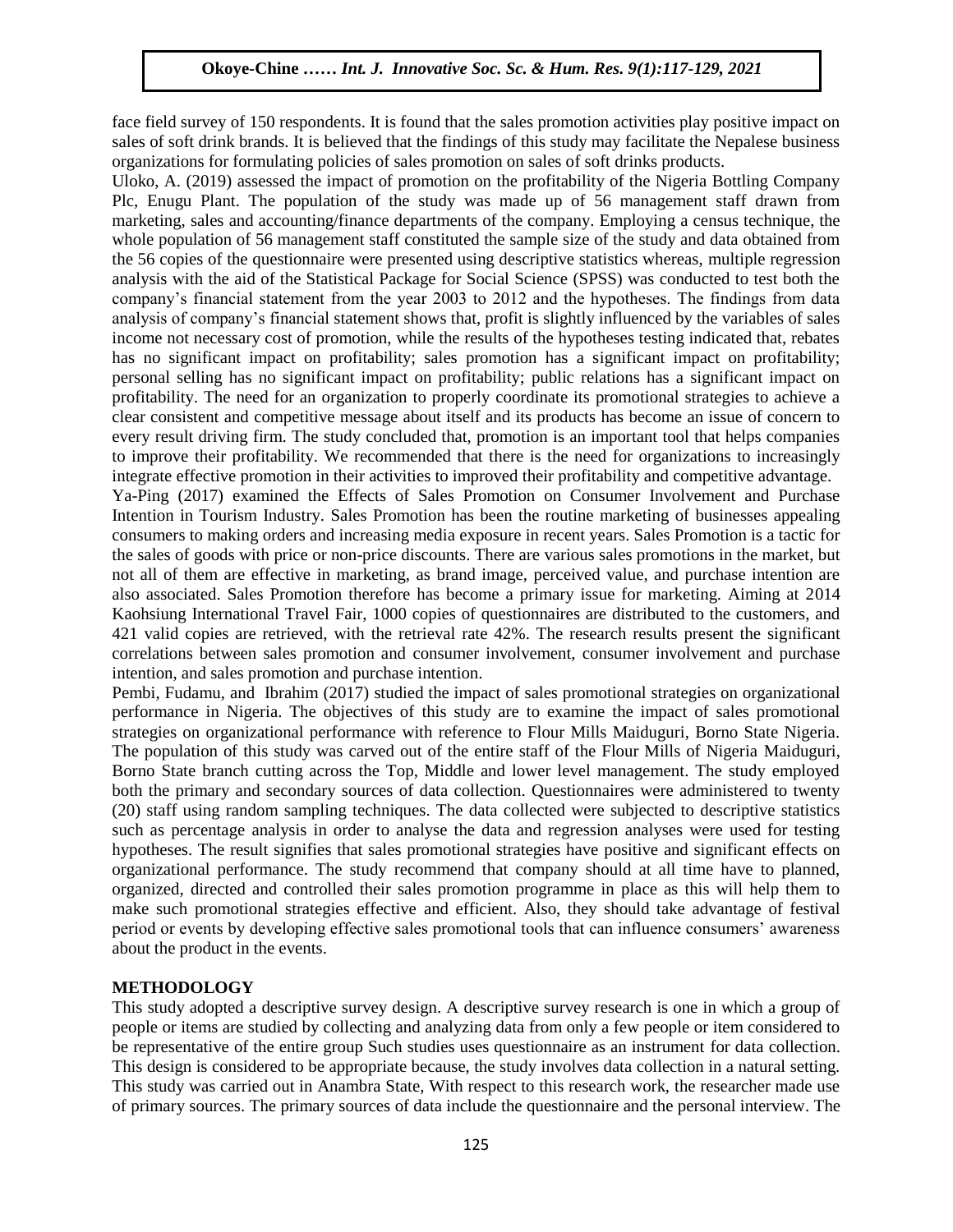face field survey of 150 respondents. It is found that the sales promotion activities play positive impact on sales of soft drink brands. It is believed that the findings of this study may facilitate the Nepalese business organizations for formulating policies of sales promotion on sales of soft drinks products.

Uloko, A. (2019) assessed the impact of promotion on the profitability of the Nigeria Bottling Company Plc, Enugu Plant. The population of the study was made up of 56 management staff drawn from marketing, sales and accounting/finance departments of the company. Employing a census technique, the whole population of 56 management staff constituted the sample size of the study and data obtained from the 56 copies of the questionnaire were presented using descriptive statistics whereas, multiple regression analysis with the aid of the Statistical Package for Social Science (SPSS) was conducted to test both the company's financial statement from the year 2003 to 2012 and the hypotheses. The findings from data analysis of company's financial statement shows that, profit is slightly influenced by the variables of sales income not necessary cost of promotion, while the results of the hypotheses testing indicated that, rebates has no significant impact on profitability; sales promotion has a significant impact on profitability; personal selling has no significant impact on profitability; public relations has a significant impact on profitability. The need for an organization to properly coordinate its promotional strategies to achieve a clear consistent and competitive message about itself and its products has become an issue of concern to every result driving firm. The study concluded that, promotion is an important tool that helps companies to improve their profitability. We recommended that there is the need for organizations to increasingly integrate effective promotion in their activities to improved their profitability and competitive advantage.

Ya-Ping (2017) examined the Effects of Sales Promotion on Consumer Involvement and Purchase Intention in Tourism Industry. Sales Promotion has been the routine marketing of businesses appealing consumers to making orders and increasing media exposure in recent years. Sales Promotion is a tactic for the sales of goods with price or non-price discounts. There are various sales promotions in the market, but not all of them are effective in marketing, as brand image, perceived value, and purchase intention are also associated. Sales Promotion therefore has become a primary issue for marketing. Aiming at 2014 Kaohsiung International Travel Fair, 1000 copies of questionnaires are distributed to the customers, and 421 valid copies are retrieved, with the retrieval rate 42%. The research results present the significant correlations between sales promotion and consumer involvement, consumer involvement and purchase intention, and sales promotion and purchase intention.

Pembi, Fudamu, and Ibrahim (2017) studied the impact of sales promotional strategies on organizational performance in Nigeria. The objectives of this study are to examine the impact of sales promotional strategies on organizational performance with reference to Flour Mills Maiduguri, Borno State Nigeria. The population of this study was carved out of the entire staff of the Flour Mills of Nigeria Maiduguri, Borno State branch cutting across the Top, Middle and lower level management. The study employed both the primary and secondary sources of data collection. Questionnaires were administered to twenty (20) staff using random sampling techniques. The data collected were subjected to descriptive statistics such as percentage analysis in order to analyse the data and regression analyses were used for testing hypotheses. The result signifies that sales promotional strategies have positive and significant effects on organizational performance. The study recommend that company should at all time have to planned, organized, directed and controlled their sales promotion programme in place as this will help them to make such promotional strategies effective and efficient. Also, they should take advantage of festival period or events by developing effective sales promotional tools that can influence consumers' awareness about the product in the events.

## METHODOLOGY

This study adopted a descriptive survey design. A descriptive survey research is one in which a group of people or items are studied by collecting and analyzing data from only a few people or item considered to be representative of the entire group Such studies uses questionnaire as an instrument for data collection. This design is considered to be appropriate because, the study involves data collection in a natural setting. This study was carried out in Anambra State, With respect to this research work, the researcher made use of primary sources. The primary sources of data include the questionnaire and the personal interview. The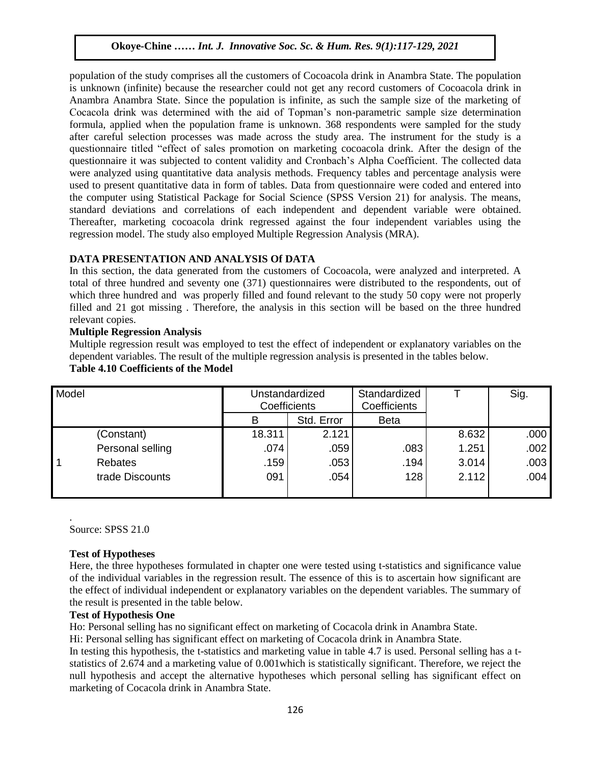population of the study comprises all the customers of Cocoacola drink in Anambra State. The population is unknown (infinite) because the researcher could not get any record customers of Cocoacola drink in Anambra Anambra State. Since the population is infinite, as such the sample size of the marketing of Cocacola drink was determined with the aid of Topman's non-parametric sample size determination formula, applied when the population frame is unknown. 368 respondents were sampled for the study after careful selection processes was made across the study area. The instrument for the study is a questionnaire titled "effect of sales promotion on marketing cocoacola drink. After the design of the questionnaire it was subjected to content validity and Cronbach's Alpha Coefficient. The collected data were analyzed using quantitative data analysis methods. Frequency tables and percentage analysis were used to present quantitative data in form of tables. Data from questionnaire were coded and entered into the computer using Statistical Package for Social Science (SPSS Version 21) for analysis. The means, standard deviations and correlations of each independent and dependent variable were obtained. Thereafter, marketing cocoacola drink regressed against the four independent variables using the regression model. The study also employed Multiple Regression Analysis (MRA).

## DATA PRESENTATION AND ANALYSIS Of DATA

In this section, the data generated from the customers of Cocoacola, were analyzed and interpreted. A total of three hundred and seventy one (371) questionnaires were distributed to the respondents, out of which three hundred and was properly filled and found relevant to the study 50 copy were not properly filled and 21 got missing . Therefore, the analysis in this section will be based on the three hundred relevant copies.

### Multiple Regression Analysis

Multiple regression result was employed to test the effect of independent or explanatory variables on the dependent variables. The result of the multiple regression analysis is presented in the tables below.

**Table 4.10 Coefficients of the Model**

| Model | | Unstandardized Coefficients | | Standardized Coefficients | T | Sig. |
|---|---|---|---|---|---|---|
| | | B | Std. Error | Beta | | |
| 1 | (Constant) | 18.311 | 2.121 | | 8.632 | .000 |
| | Personal selling | .074 | .059 | .083 | 1.251 | .002 |
| | Rebates | .159 | .053 | .194 | 3.014 | .003 |
| | trade Discounts | 091 | .054 | 128 | 2.112 | .004 |

.
Source: SPSS 21.0

### Test of Hypotheses

Here, the three hypotheses formulated in chapter one were tested using t-statistics and significance value of the individual variables in the regression result. The essence of this is to ascertain how significant are the effect of individual independent or explanatory variables on the dependent variables. The summary of the result is presented in the table below.

### Test of Hypothesis One

Ho: Personal selling has no significant effect on marketing of Cocacola drink in Anambra State.

Hi: Personal selling has significant effect on marketing of Cocacola drink in Anambra State.

In testing this hypothesis, the t-statistics and marketing value in table 4.7 is used. Personal selling has a t-statistics of 2.674 and a marketing value of 0.001which is statistically significant. Therefore, we reject the null hypothesis and accept the alternative hypotheses which personal selling has significant effect on marketing of Cocacola drink in Anambra State.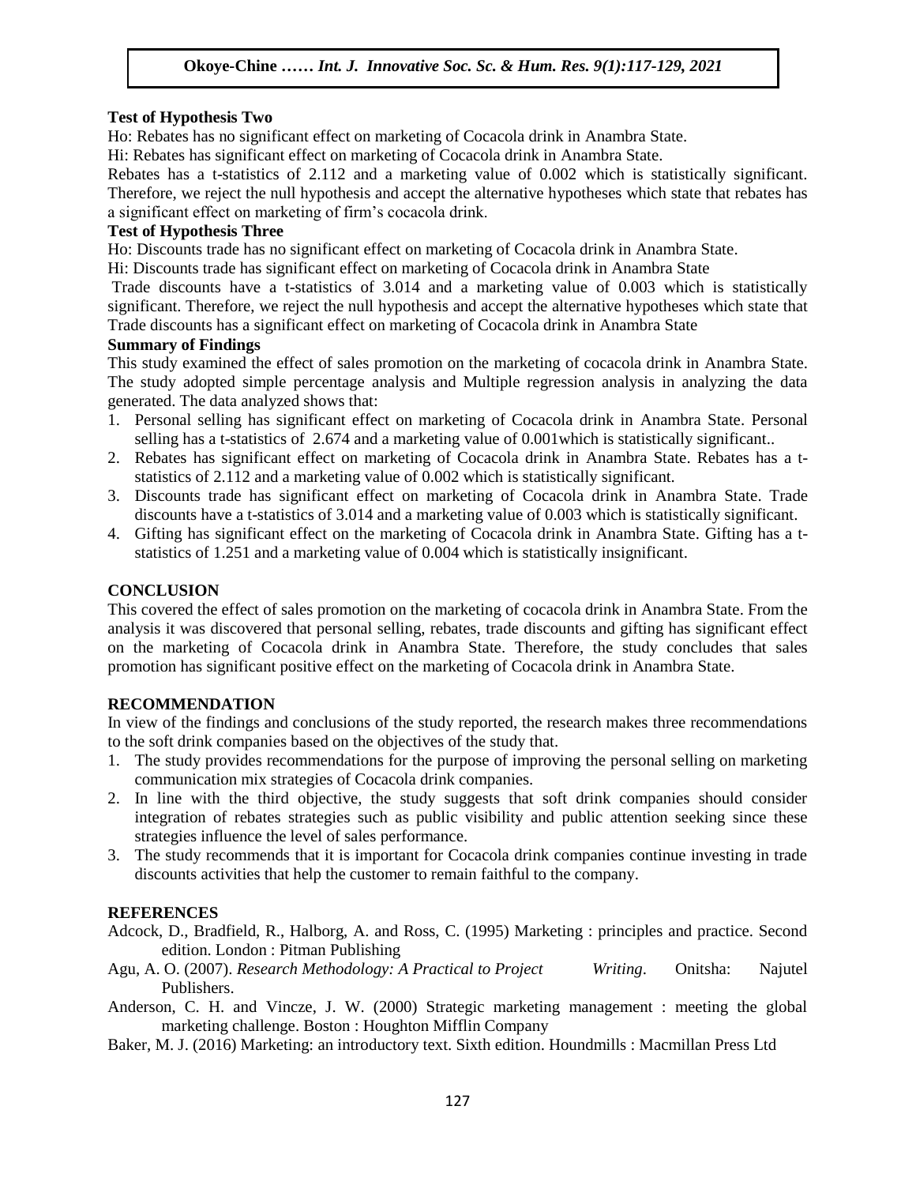**Test of Hypothesis Two**

Ho: Rebates has no significant effect on marketing of Cocacola drink in Anambra State.

Hi: Rebates has significant effect on marketing of Cocacola drink in Anambra State.

Rebates has a t-statistics of 2.112 and a marketing value of 0.002 which is statistically significant. Therefore, we reject the null hypothesis and accept the alternative hypotheses which state that rebates has a significant effect on marketing of firm's cocacola drink.

**Test of Hypothesis Three**

Ho: Discounts trade has no significant effect on marketing of Cocacola drink in Anambra State.

Hi: Discounts trade has significant effect on marketing of Cocacola drink in Anambra State

Trade discounts have a t-statistics of 3.014 and a marketing value of 0.003 which is statistically significant. Therefore, we reject the null hypothesis and accept the alternative hypotheses which state that Trade discounts has a significant effect on marketing of Cocacola drink in Anambra State

**Summary of Findings**

This study examined the effect of sales promotion on the marketing of cocacola drink in Anambra State. The study adopted simple percentage analysis and Multiple regression analysis in analyzing the data generated. The data analyzed shows that:

1. Personal selling has significant effect on marketing of Cocacola drink in Anambra State. Personal selling has a t-statistics of 2.674 and a marketing value of 0.001which is statistically significant..
2. Rebates has significant effect on marketing of Cocacola drink in Anambra State. Rebates has a t-statistics of 2.112 and a marketing value of 0.002 which is statistically significant.
3. Discounts trade has significant effect on marketing of Cocacola drink in Anambra State. Trade discounts have a t-statistics of 3.014 and a marketing value of 0.003 which is statistically significant.
4. Gifting has significant effect on the marketing of Cocacola drink in Anambra State. Gifting has a t-statistics of 1.251 and a marketing value of 0.004 which is statistically insignificant.

## CONCLUSION

This covered the effect of sales promotion on the marketing of cocacola drink in Anambra State. From the analysis it was discovered that personal selling, rebates, trade discounts and gifting has significant effect on the marketing of Cocacola drink in Anambra State. Therefore, the study concludes that sales promotion has significant positive effect on the marketing of Cocacola drink in Anambra State.

## RECOMMENDATION

In view of the findings and conclusions of the study reported, the research makes three recommendations to the soft drink companies based on the objectives of the study that.

1. The study provides recommendations for the purpose of improving the personal selling on marketing communication mix strategies of Cocacola drink companies.
2. In line with the third objective, the study suggests that soft drink companies should consider integration of rebates strategies such as public visibility and public attention seeking since these strategies influence the level of sales performance.
3. The study recommends that it is important for Cocacola drink companies continue investing in trade discounts activities that help the customer to remain faithful to the company.

## REFERENCES

Adcock, D., Bradfield, R., Halborg, A. and Ross, C. (1995) Marketing : principles and practice. Second edition. London : Pitman Publishing

Agu, A. O. (2007). *Research Methodology: A Practical to Project Writing*. Onitsha: Najutel Publishers.

Anderson, C. H. and Vincze, J. W. (2000) Strategic marketing management : meeting the global marketing challenge. Boston : Houghton Mifflin Company

Baker, M. J. (2016) Marketing: an introductory text. Sixth edition. Houndmills : Macmillan Press Ltd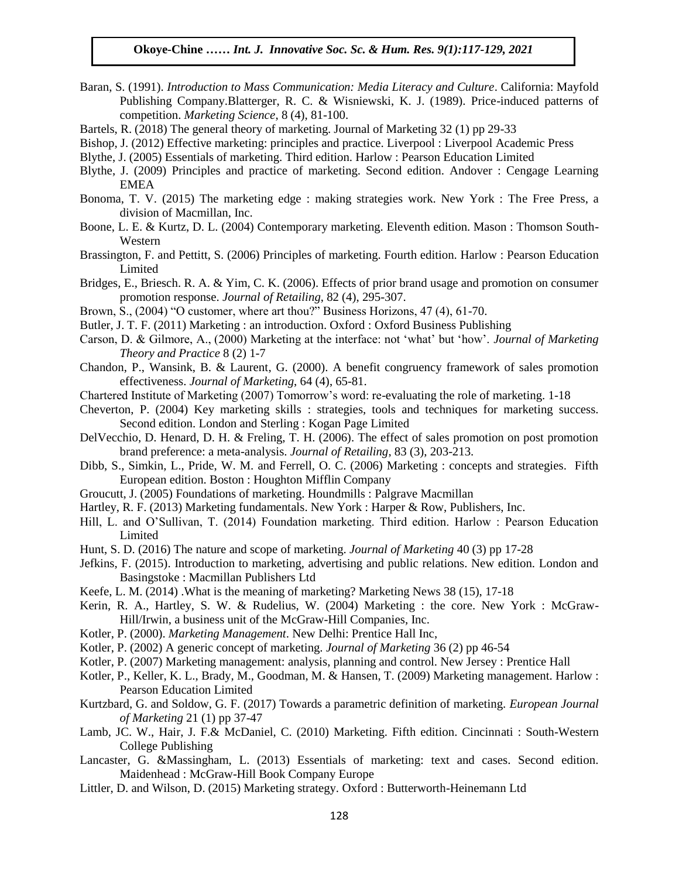Baran, S. (1991). *Introduction to Mass Communication: Media Literacy and Culture*. California: Mayfold Publishing Company.Blatterger, R. C. & Wisniewski, K. J. (1989). Price-induced patterns of competition. *Marketing Science*, 8 (4), 81-100.

Bartels, R. (2018) The general theory of marketing. Journal of Marketing 32 (1) pp 29-33

Bishop, J. (2012) Effective marketing: principles and practice. Liverpool : Liverpool Academic Press

Blythe, J. (2005) Essentials of marketing. Third edition. Harlow : Pearson Education Limited

Blythe, J. (2009) Principles and practice of marketing. Second edition. Andover : Cengage Learning EMEA

Bonoma, T. V. (2015) The marketing edge : making strategies work. New York : The Free Press, a division of Macmillan, Inc.

Boone, L. E. & Kurtz, D. L. (2004) Contemporary marketing. Eleventh edition. Mason : Thomson South-Western

Brassington, F. and Pettitt, S. (2006) Principles of marketing. Fourth edition. Harlow : Pearson Education Limited

Bridges, E., Briesch. R. A. & Yim, C. K. (2006). Effects of prior brand usage and promotion on consumer promotion response. *Journal of Retailing*, 82 (4), 295-307.

Brown, S., (2004) "O customer, where art thou?" Business Horizons, 47 (4), 61-70.

Butler, J. T. F. (2011) Marketing : an introduction. Oxford : Oxford Business Publishing

Carson, D. & Gilmore, A., (2000) Marketing at the interface: not 'what' but 'how'. *Journal of Marketing Theory and Practice* 8 (2) 1-7

Chandon, P., Wansink, B. & Laurent, G. (2000). A benefit congruency framework of sales promotion effectiveness. *Journal of Marketing*, 64 (4), 65-81.

Chartered Institute of Marketing (2007) Tomorrow's word: re-evaluating the role of marketing. 1-18

Cheverton, P. (2004) Key marketing skills : strategies, tools and techniques for marketing success. Second edition. London and Sterling : Kogan Page Limited

DelVecchio, D. Henard, D. H. & Freling, T. H. (2006). The effect of sales promotion on post promotion brand preference: a meta-analysis. *Journal of Retailing*, 83 (3), 203-213.

Dibb, S., Simkin, L., Pride, W. M. and Ferrell, O. C. (2006) Marketing : concepts and strategies. Fifth European edition. Boston : Houghton Mifflin Company

Groucutt, J. (2005) Foundations of marketing. Houndmills : Palgrave Macmillan

Hartley, R. F. (2013) Marketing fundamentals. New York : Harper & Row, Publishers, Inc.

Hill, L. and O'Sullivan, T. (2014) Foundation marketing. Third edition. Harlow : Pearson Education Limited

Hunt, S. D. (2016) The nature and scope of marketing. *Journal of Marketing* 40 (3) pp 17-28

Jefkins, F. (2015). Introduction to marketing, advertising and public relations. New edition. London and Basingstoke : Macmillan Publishers Ltd

Keefe, L. M. (2014) .What is the meaning of marketing? Marketing News 38 (15), 17-18

Kerin, R. A., Hartley, S. W. & Rudelius, W. (2004) Marketing : the core. New York : McGraw-Hill/Irwin, a business unit of the McGraw-Hill Companies, Inc.

Kotler, P. (2000). *Marketing Management*. New Delhi: Prentice Hall Inc,

Kotler, P. (2002) A generic concept of marketing. *Journal of Marketing* 36 (2) pp 46-54

Kotler, P. (2007) Marketing management: analysis, planning and control. New Jersey : Prentice Hall

Kotler, P., Keller, K. L., Brady, M., Goodman, M. & Hansen, T. (2009) Marketing management. Harlow : Pearson Education Limited

Kurtzbard, G. and Soldow, G. F. (2017) Towards a parametric definition of marketing. *European Journal of Marketing* 21 (1) pp 37-47

Lamb, JC. W., Hair, J. F.& McDaniel, C. (2010) Marketing. Fifth edition. Cincinnati : South-Western College Publishing

Lancaster, G. &Massingham, L. (2013) Essentials of marketing: text and cases. Second edition. Maidenhead : McGraw-Hill Book Company Europe

Littler, D. and Wilson, D. (2015) Marketing strategy. Oxford : Butterworth-Heinemann Ltd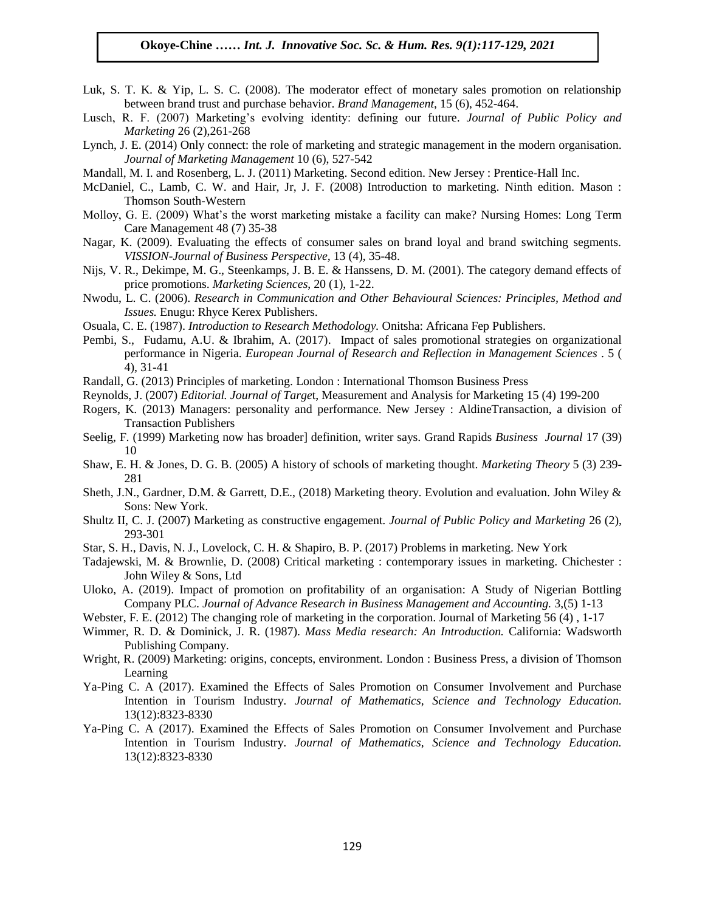Luk, S. T. K. & Yip, L. S. C. (2008). The moderator effect of monetary sales promotion on relationship between brand trust and purchase behavior. *Brand Management*, 15 (6), 452-464.

Lusch, R. F. (2007) Marketing's evolving identity: defining our future. *Journal of Public Policy and Marketing* 26 (2),261-268

Lynch, J. E. (2014) Only connect: the role of marketing and strategic management in the modern organisation. *Journal of Marketing Management* 10 (6), 527-542

Mandall, M. I. and Rosenberg, L. J. (2011) Marketing. Second edition. New Jersey : Prentice-Hall Inc.

McDaniel, C., Lamb, C. W. and Hair, Jr, J. F. (2008) Introduction to marketing. Ninth edition. Mason : Thomson South-Western

Molloy, G. E. (2009) What's the worst marketing mistake a facility can make? Nursing Homes: Long Term Care Management 48 (7) 35-38

Nagar, K. (2009). Evaluating the effects of consumer sales on brand loyal and brand switching segments. *VISSION-Journal of Business Perspective*, 13 (4), 35-48.

Nijs, V. R., Dekimpe, M. G., Steenkamps, J. B. E. & Hanssens, D. M. (2001). The category demand effects of price promotions. *Marketing Sciences*, 20 (1), 1-22.

Nwodu, L. C. (2006). *Research in Communication and Other Behavioural Sciences: Principles, Method and Issues.* Enugu: Rhyce Kerex Publishers.

Osuala, C. E. (1987). *Introduction to Research Methodology.* Onitsha: Africana Fep Publishers.

Pembi, S., Fudamu, A.U. & Ibrahim, A. (2017). Impact of sales promotional strategies on organizational performance in Nigeria. *European Journal of Research and Reflection in Management Sciences* . 5 ( 4), 31-41

Randall, G. (2013) Principles of marketing. London : International Thomson Business Press

Reynolds, J. (2007) *Editorial. Journal of Target*, Measurement and Analysis for Marketing 15 (4) 199-200

Rogers, K. (2013) Managers: personality and performance. New Jersey : AldineTransaction, a division of Transaction Publishers

Seelig, F. (1999) Marketing now has broader] definition, writer says. Grand Rapids *Business Journal* 17 (39) 10

Shaw, E. H. & Jones, D. G. B. (2005) A history of schools of marketing thought. *Marketing Theory* 5 (3) 239-281

Sheth, J.N., Gardner, D.M. & Garrett, D.E., (2018) Marketing theory. Evolution and evaluation. John Wiley & Sons: New York.

Shultz II, C. J. (2007) Marketing as constructive engagement. *Journal of Public Policy and Marketing* 26 (2), 293-301

Star, S. H., Davis, N. J., Lovelock, C. H. & Shapiro, B. P. (2017) Problems in marketing. New York

Tadajewski, M. & Brownlie, D. (2008) Critical marketing : contemporary issues in marketing. Chichester : John Wiley & Sons, Ltd

Uloko, A. (2019). Impact of promotion on profitability of an organisation: A Study of Nigerian Bottling Company PLC. *Journal of Advance Research in Business Management and Accounting.* 3,(5) 1-13

Webster, F. E. (2012) The changing role of marketing in the corporation. Journal of Marketing 56 (4) , 1-17

Wimmer, R. D. & Dominick, J. R. (1987). *Mass Media research: An Introduction.* California: Wadsworth Publishing Company.

Wright, R. (2009) Marketing: origins, concepts, environment. London : Business Press, a division of Thomson Learning

Ya-Ping C. A (2017). Examined the Effects of Sales Promotion on Consumer Involvement and Purchase Intention in Tourism Industry. *Journal of Mathematics, Science and Technology Education.* 13(12):8323-8330

Ya-Ping C. A (2017). Examined the Effects of Sales Promotion on Consumer Involvement and Purchase Intention in Tourism Industry. *Journal of Mathematics, Science and Technology Education.* 13(12):8323-8330